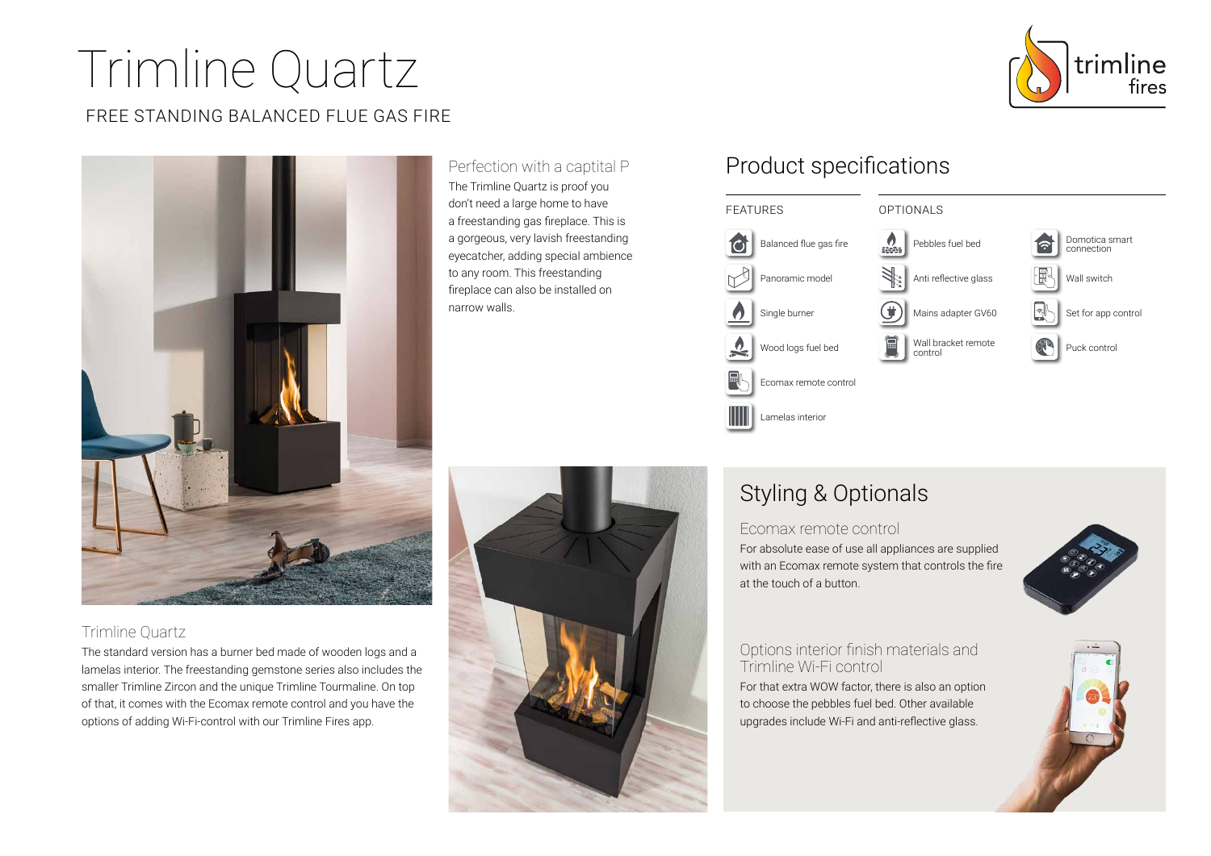# Trimline Quartz

FREE STANDING BALANCED FLUE GAS FIRE

### Perfection with a captital P

The Trimline Quartz is proof you don't need a large home to have a freestanding gas fireplace. This is a gorgeous, very lavish freestanding eyecatcher, adding special ambience to any room. This freestanding fireplace can also be installed on narrow walls.

### Trimline Quartz

The standard version has a burner bed made of wooden logs and a lamelas interior. The freestanding gemstone series also includes the smaller Trimline Zircon and the unique Trimline Tourmaline. On top of that, it comes with the Ecomax remote control and you have the options of adding Wi-Fi-control with our Trimline Fires app.

## Product specifications

### FEATURES

- Balanced flue gas fire
- Panoramic model
- Single burner
- Wood logs fuel bed
- Ecomax remote control
- Lamelas interior

### OPTIONALS

- Pebbles fuel bed
- Anti reflective glass
- Mains adapter GV60
- Wall bracket remote control
- Domotica smart connection
- Wall switch
- Set for app control
- Puck control

## Styling & Optionals

### Ecomax remote control

For absolute ease of use all appliances are supplied with an Ecomax remote system that controls the fire at the touch of a button.

### Options interior finish materials and Trimline Wi-Fi control

For that extra WOW factor, there is also an option to choose the pebbles fuel bed. Other available upgrades include Wi-Fi and anti-reflective glass.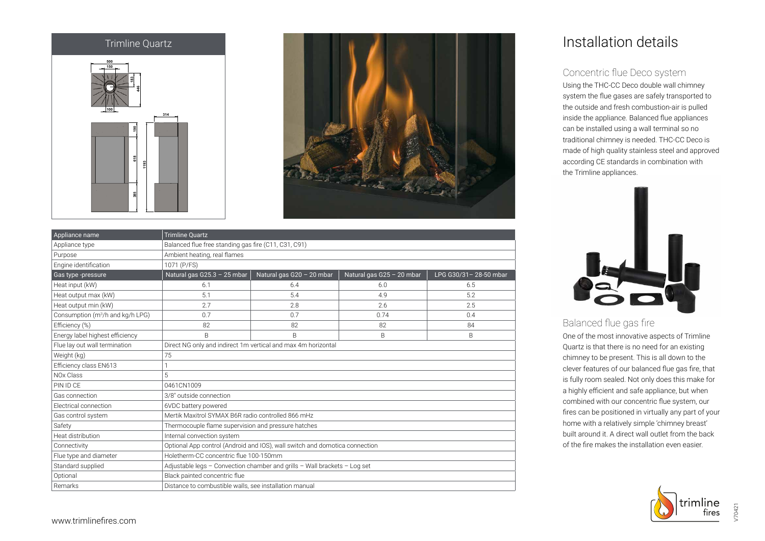## Trimline Quartz

500
150
183
446
100
314
190
618
1193
385

| Appliance name | Trimline Quartz | | | |
|---|---|---|---|---|
| Appliance type | Balanced flue free standing gas fire (C11, C31, C91) | | | |
| Purpose | Ambient heating, real flames | | | |
| Engine identification | 1071 (P/FS) | | | |
| Gas type -pressure | Natural gas G25.3 – 25 mbar | Natural gas G20 – 20 mbar | Natural gas G25 – 20 mbar | LPG G30/31– 28-50 mbar |
| Heat input (kW) | 6.1 | 6.4 | 6.0 | 6.5 |
| Heat output max (kW) | 5.1 | 5.4 | 4.9 | 5.2 |
| Heat output min (kW) | 2.7 | 2.8 | 2.6 | 2.5 |
| Consumption ($m^3$/h and kg/h LPG) | 0.7 | 0.7 | 0.74 | 0.4 |
| Efficiency (%) | 82 | 82 | 82 | 84 |
| Energy label highest efficiency | B | B | B | B |
| Flue lay out wall termination | Direct NG only and indirect 1m vertical and max 4m horizontal | | | |
| Weight (kg) | 75 | | | |
| Efficiency class EN613 | 1 | | | |
| NOx Class | 5 | | | |
| PIN ID CE | 0461CN1009 | | | |
| Gas connection | 3/8" outside connection | | | |
| Electrical connection | 6VDC battery powered | | | |
| Gas control system | Mertik Maxitrol SYMAX B6R radio controlled 866 mHz | | | |
| Safety | Thermocouple flame supervision and pressure hatches | | | |
| Heat distribution | Internal convection system | | | |
| Connectivity | Optional App control (Android and IOS), wall switch and domotica connection | | | |
| Flue type and diameter | Holetherm-CC concentric flue 100-150mm | | | |
| Standard supplied | Adjustable legs – Convection chamber and grills – Wall brackets – Log set | | | |
| Optional | Black painted concentric flue | | | |
| Remarks | Distance to combustible walls, see installation manual | | | |

# Installation details

## Concentric flue Deco system

Using the THC-CC Deco double wall chimney system the flue gases are safely transported to the outside and fresh combustion-air is pulled inside the appliance. Balanced flue appliances can be installed using a wall terminal so no traditional chimney is needed. THC-CC Deco is made of high quality stainless steel and approved according CE standards in combination with the Trimline appliances.

## Balanced flue gas fire

One of the most innovative aspects of Trimline Quartz is that there is no need for an existing chimney to be present. This is all down to the clever features of our balanced flue gas fire, that is fully room sealed. Not only does this make for a highly efficient and safe appliance, but when combined with our concentric flue system, our fires can be positioned in virtually any part of your home with a relatively simple 'chimney breast' built around it. A direct wall outlet from the back of the fire makes the installation even easier.

trimline fires

V70421

www.trimlinefires.com